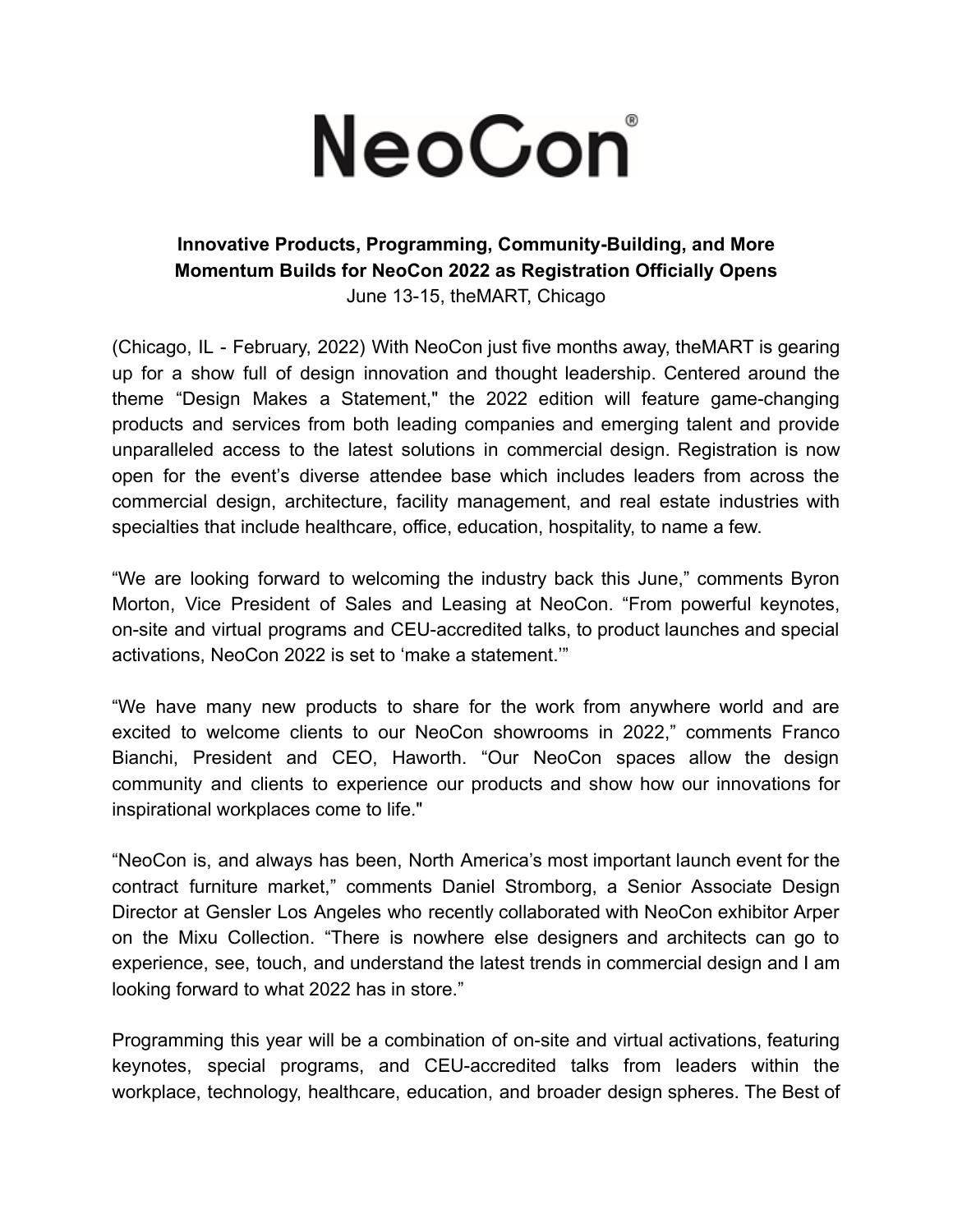# NeoCon®

**Innovative Products, Programming, Community-Building, and More**
**Momentum Builds for NeoCon 2022 as Registration Officially Opens**

June 13-15, theMART, Chicago

(Chicago, IL - February, 2022) With NeoCon just five months away, theMART is gearing up for a show full of design innovation and thought leadership. Centered around the theme "Design Makes a Statement," the 2022 edition will feature game-changing products and services from both leading companies and emerging talent and provide unparalleled access to the latest solutions in commercial design. Registration is now open for the event's diverse attendee base which includes leaders from across the commercial design, architecture, facility management, and real estate industries with specialties that include healthcare, office, education, hospitality, to name a few.

"We are looking forward to welcoming the industry back this June," comments Byron Morton, Vice President of Sales and Leasing at NeoCon. "From powerful keynotes, on-site and virtual programs and CEU-accredited talks, to product launches and special activations, NeoCon 2022 is set to 'make a statement.'"

"We have many new products to share for the work from anywhere world and are excited to welcome clients to our NeoCon showrooms in 2022," comments Franco Bianchi, President and CEO, Haworth. "Our NeoCon spaces allow the design community and clients to experience our products and show how our innovations for inspirational workplaces come to life."

"NeoCon is, and always has been, North America's most important launch event for the contract furniture market," comments Daniel Stromborg, a Senior Associate Design Director at Gensler Los Angeles who recently collaborated with NeoCon exhibitor Arper on the Mixu Collection. "There is nowhere else designers and architects can go to experience, see, touch, and understand the latest trends in commercial design and I am looking forward to what 2022 has in store."

Programming this year will be a combination of on-site and virtual activations, featuring keynotes, special programs, and CEU-accredited talks from leaders within the workplace, technology, healthcare, education, and broader design spheres. The Best of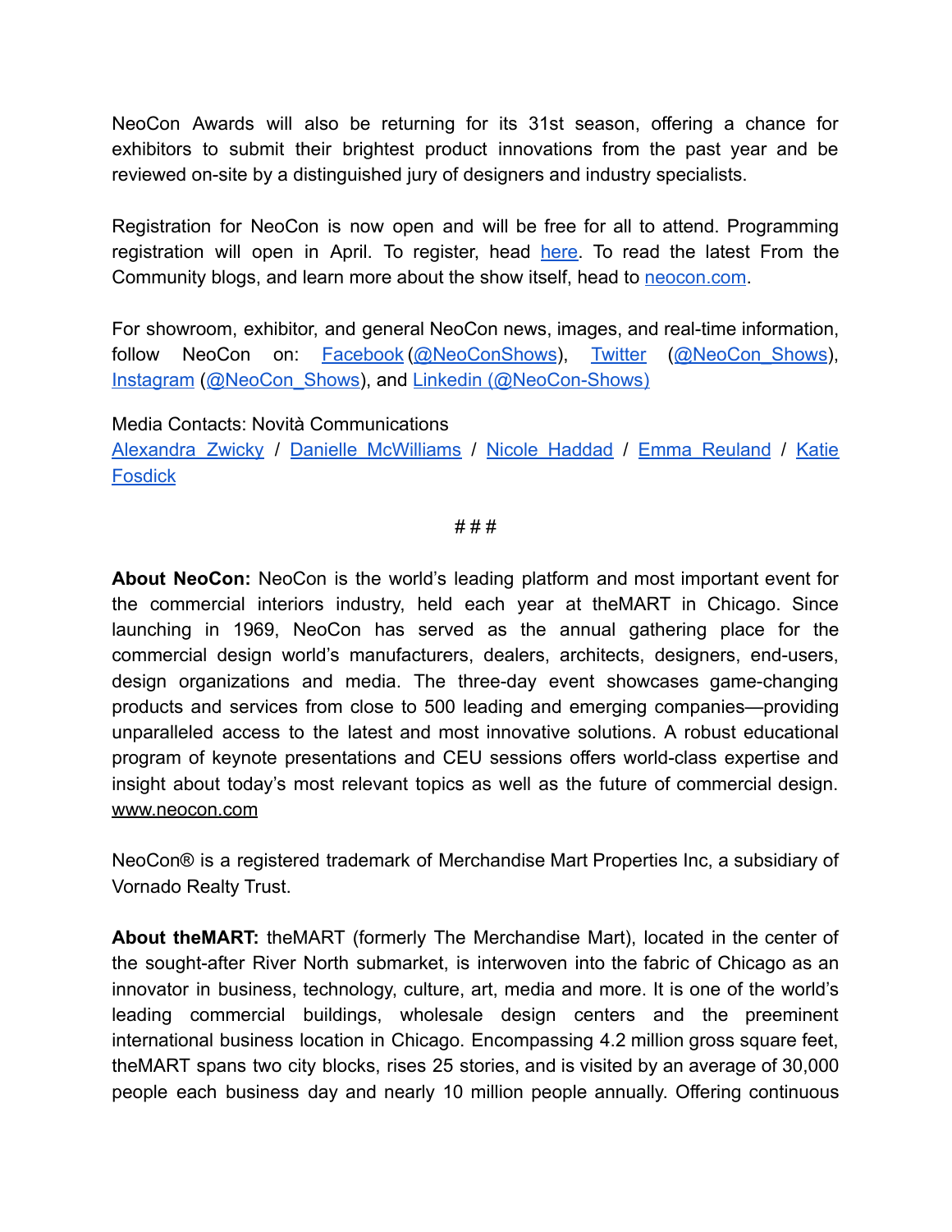NeoCon Awards will also be returning for its 31st season, offering a chance for exhibitors to submit their brightest product innovations from the past year and be reviewed on-site by a distinguished jury of designers and industry specialists.

Registration for NeoCon is now open and will be free for all to attend. Programming registration will open in April. To register, head here. To read the latest From the Community blogs, and learn more about the show itself, head to neocon.com.

For showroom, exhibitor, and general NeoCon news, images, and real-time information, follow NeoCon on: Facebook (@NeoConShows), Twitter (@NeoCon_Shows), Instagram (@NeoCon_Shows), and Linkedin (@NeoCon-Shows)

Media Contacts: Novità Communications
Alexandra Zwicky / Danielle McWilliams / Nicole Haddad / Emma Reuland / Katie Fosdick

###

**About NeoCon:** NeoCon is the world's leading platform and most important event for the commercial interiors industry, held each year at theMART in Chicago. Since launching in 1969, NeoCon has served as the annual gathering place for the commercial design world's manufacturers, dealers, architects, designers, end-users, design organizations and media. The three-day event showcases game-changing products and services from close to 500 leading and emerging companies—providing unparalleled access to the latest and most innovative solutions. A robust educational program of keynote presentations and CEU sessions offers world-class expertise and insight about today's most relevant topics as well as the future of commercial design. www.neocon.com

NeoCon® is a registered trademark of Merchandise Mart Properties Inc, a subsidiary of Vornado Realty Trust.

**About theMART:** theMART (formerly The Merchandise Mart), located in the center of the sought-after River North submarket, is interwoven into the fabric of Chicago as an innovator in business, technology, culture, art, media and more. It is one of the world's leading commercial buildings, wholesale design centers and the preeminent international business location in Chicago. Encompassing 4.2 million gross square feet, theMART spans two city blocks, rises 25 stories, and is visited by an average of 30,000 people each business day and nearly 10 million people annually. Offering continuous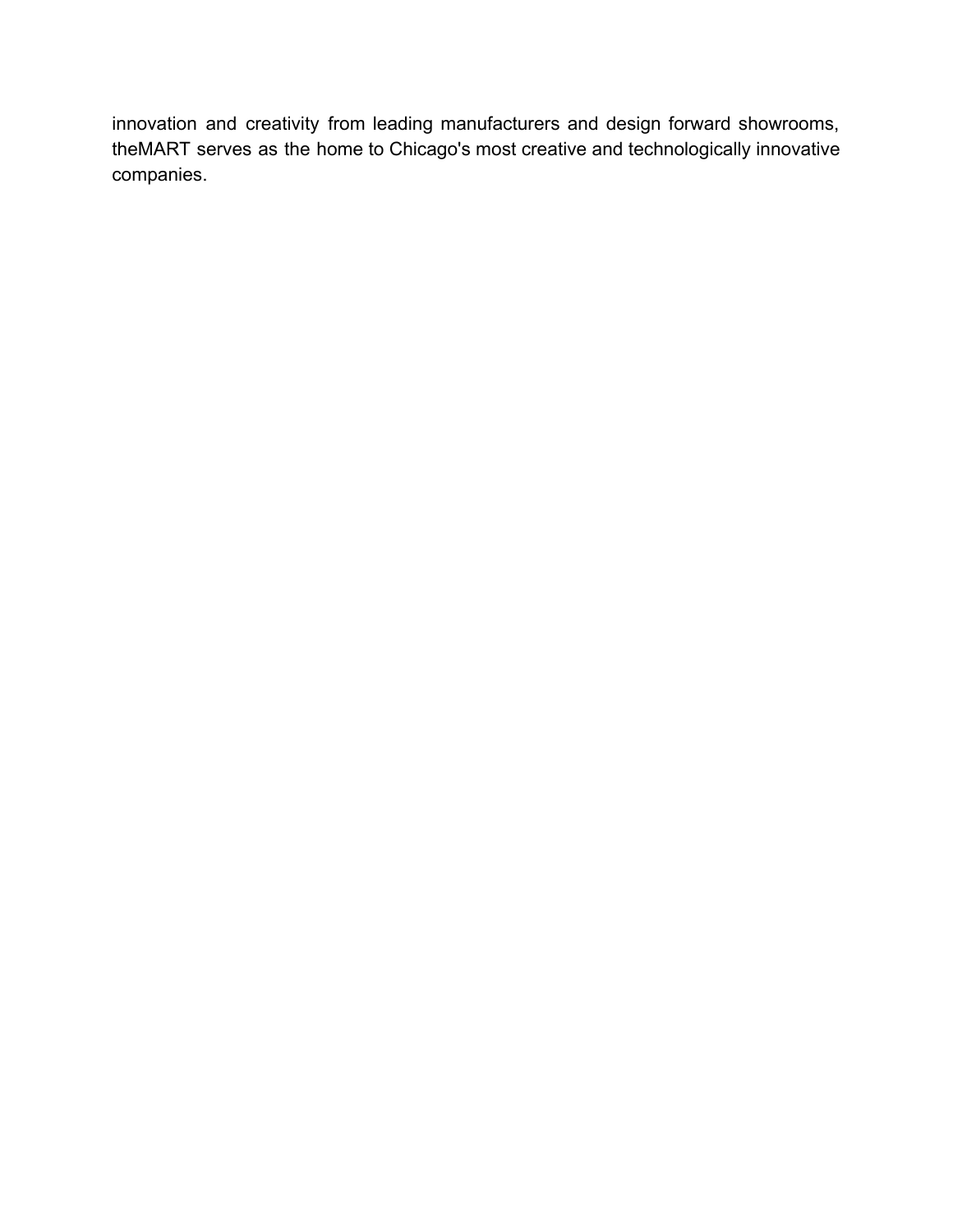innovation and creativity from leading manufacturers and design forward showrooms, theMART serves as the home to Chicago's most creative and technologically innovative companies.